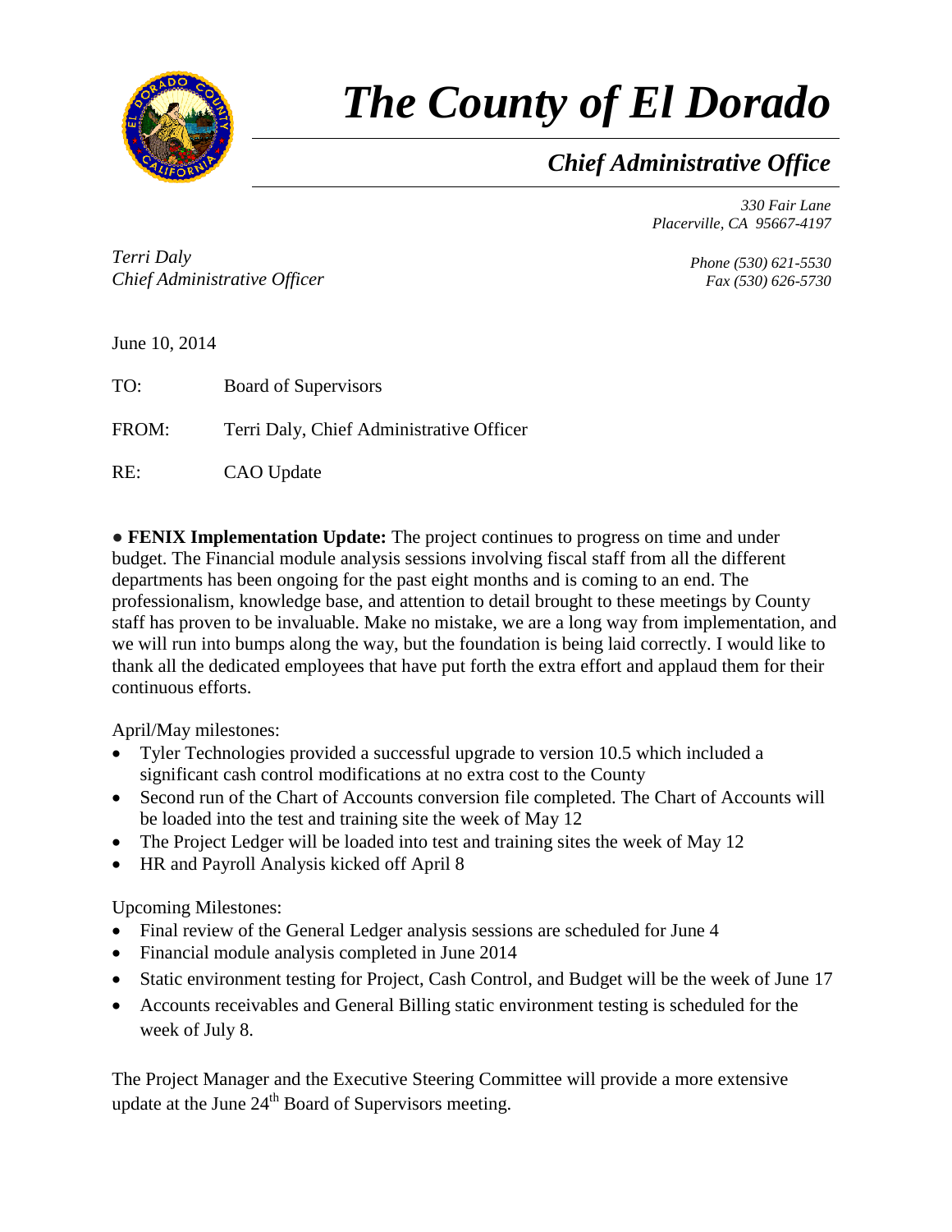# The County of El Dorado

## *Chief Administrative Office*

*330 Fair Lane*
*Placerville, CA 95667-4197*

*Terri Daly*
*Chief Administrative Officer*

*Phone (530) 621-5530*
*Fax (530) 626-5730*

June 10, 2014

TO: Board of Supervisors

FROM: Terri Daly, Chief Administrative Officer

RE: CAO Update

● **FENIX Implementation Update:** The project continues to progress on time and under budget. The Financial module analysis sessions involving fiscal staff from all the different departments has been ongoing for the past eight months and is coming to an end. The professionalism, knowledge base, and attention to detail brought to these meetings by County staff has proven to be invaluable. Make no mistake, we are a long way from implementation, and we will run into bumps along the way, but the foundation is being laid correctly. I would like to thank all the dedicated employees that have put forth the extra effort and applaud them for their continuous efforts.

April/May milestones:

- Tyler Technologies provided a successful upgrade to version 10.5 which included a significant cash control modifications at no extra cost to the County
- Second run of the Chart of Accounts conversion file completed. The Chart of Accounts will be loaded into the test and training site the week of May 12
- The Project Ledger will be loaded into test and training sites the week of May 12
- HR and Payroll Analysis kicked off April 8

Upcoming Milestones:

- Final review of the General Ledger analysis sessions are scheduled for June 4
- Financial module analysis completed in June 2014
- Static environment testing for Project, Cash Control, and Budget will be the week of June 17
- Accounts receivables and General Billing static environment testing is scheduled for the week of July 8.

The Project Manager and the Executive Steering Committee will provide a more extensive update at the June 24th Board of Supervisors meeting.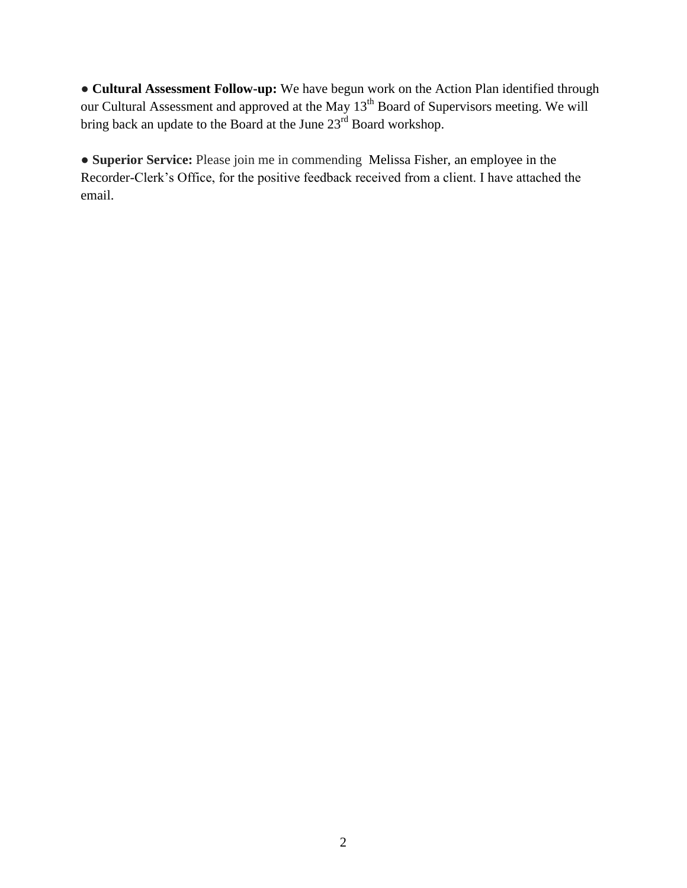● **Cultural Assessment Follow-up:** We have begun work on the Action Plan identified through our Cultural Assessment and approved at the May 13th Board of Supervisors meeting. We will bring back an update to the Board at the June 23rd Board workshop.

● **Superior Service:** Please join me in commending Melissa Fisher, an employee in the Recorder-Clerk's Office, for the positive feedback received from a client. I have attached the email.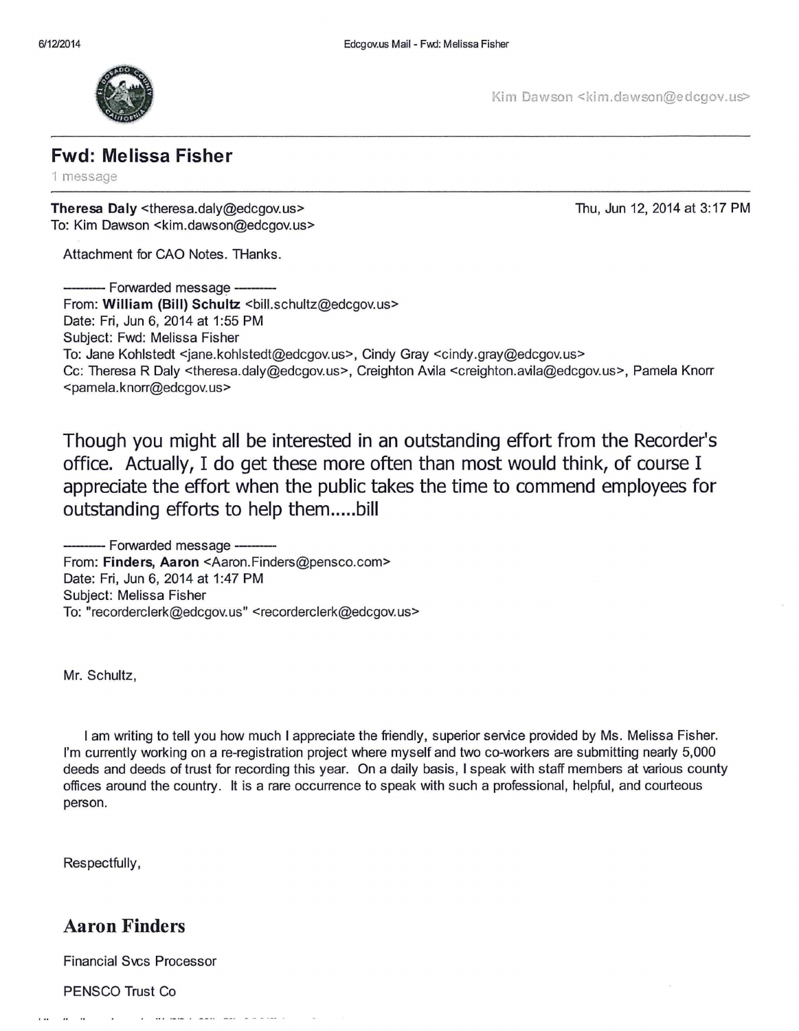Kim Dawson <kim.dawson@edcgov.us>

## Fwd: Melissa Fisher

1 message

**Theresa Daly** <theresa.daly@edcgov.us>
To: Kim Dawson <kim.dawson@edcgov.us>

Thu, Jun 12, 2014 at 3:17 PM

Attachment for CAO Notes. THanks.

---------- Forwarded message ----------
From: **William (Bill) Schultz** <bill.schultz@edcgov.us>
Date: Fri, Jun 6, 2014 at 1:55 PM
Subject: Fwd: Melissa Fisher
To: Jane Kohlstedt <jane.kohlstedt@edcgov.us>, Cindy Gray <cindy.gray@edcgov.us>
Cc: Theresa R Daly <theresa.daly@edcgov.us>, Creighton Avila <creighton.avila@edcgov.us>, Pamela Knorr <pamela.knorr@edcgov.us>

Though you might all be interested in an outstanding effort from the Recorder's office. Actually, I do get these more often than most would think, of course I appreciate the effort when the public takes the time to commend employees for outstanding efforts to help them.....bill

---------- Forwarded message ----------
From: **Finders, Aaron** <Aaron.Finders@pensco.com>
Date: Fri, Jun 6, 2014 at 1:47 PM
Subject: Melissa Fisher
To: "recorderclerk@edcgov.us" <recorderclerk@edcgov.us>

Mr. Schultz,

I am writing to tell you how much I appreciate the friendly, superior service provided by Ms. Melissa Fisher. I'm currently working on a re-registration project where myself and two co-workers are submitting nearly 5,000 deeds and deeds of trust for recording this year. On a daily basis, I speak with staff members at various county offices around the country. It is a rare occurrence to speak with such a professional, helpful, and courteous person.

Respectfully,

**Aaron Finders**

Financial Svcs Processor

PENSCO Trust Co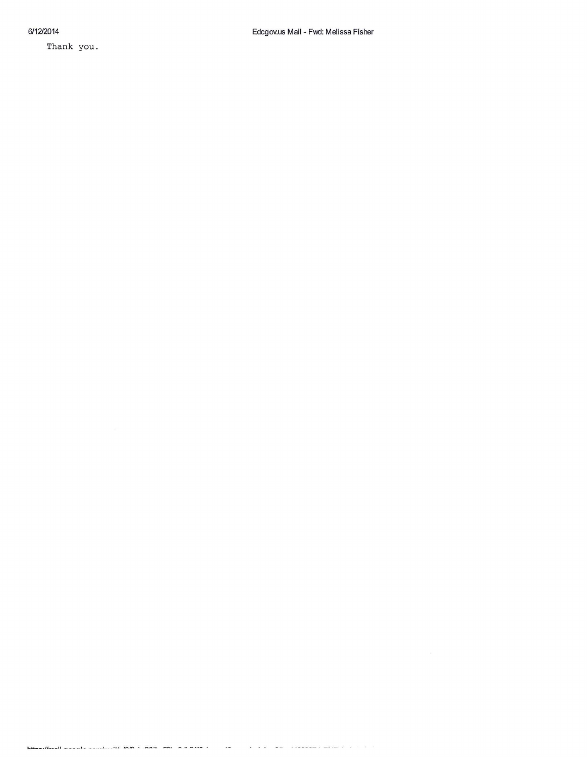Thank you.